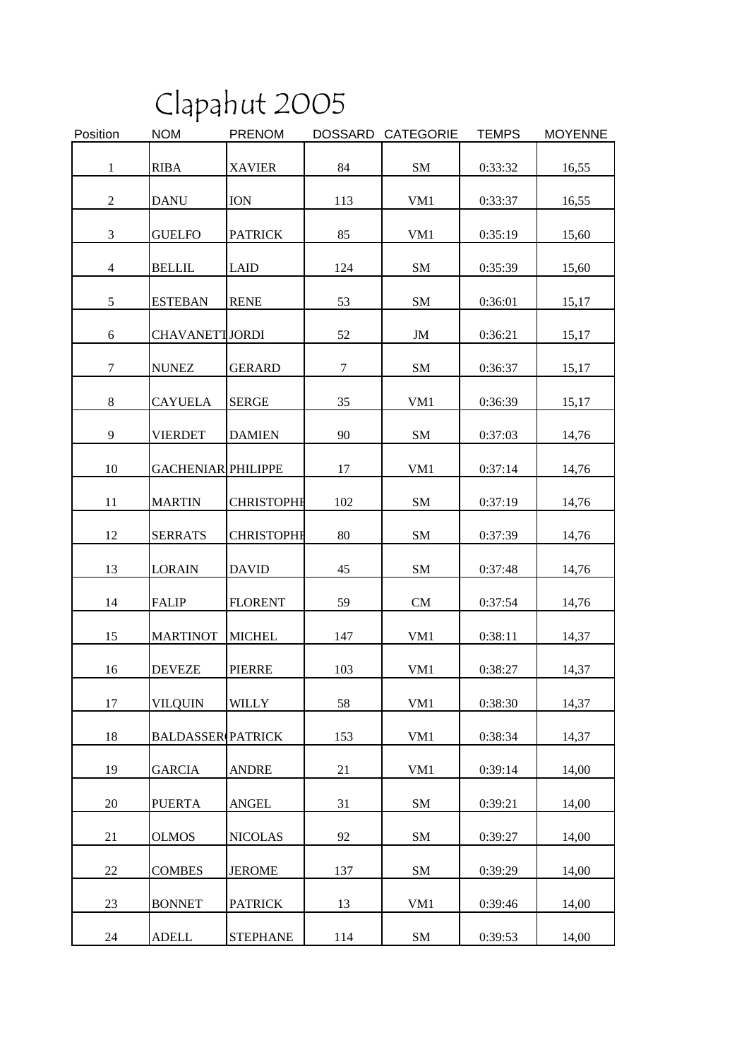# Clapahut 2005

| Position | NOM | PRENOM | DOSSARD | CATEGORIE | TEMPS | MOYENNE |
|---|---|---|---|---|---|---|
| 1 | RIBA | XAVIER | 84 | SM | 0:33:32 | 16,55 |
| 2 | DANU | ION | 113 | VM1 | 0:33:37 | 16,55 |
| 3 | GUELFO | PATRICK | 85 | VM1 | 0:35:19 | 15,60 |
| 4 | BELLIL | LAID | 124 | SM | 0:35:39 | 15,60 |
| 5 | ESTEBAN | RENE | 53 | SM | 0:36:01 | 15,17 |
| 6 | CHAVANETT | JORDI | 52 | JM | 0:36:21 | 15,17 |
| 7 | NUNEZ | GERARD | 7 | SM | 0:36:37 | 15,17 |
| 8 | CAYUELA | SERGE | 35 | VM1 | 0:36:39 | 15,17 |
| 9 | VIERDET | DAMIEN | 90 | SM | 0:37:03 | 14,76 |
| 10 | GACHENIAR | PHILIPPE | 17 | VM1 | 0:37:14 | 14,76 |
| 11 | MARTIN | CHRISTOPHE | 102 | SM | 0:37:19 | 14,76 |
| 12 | SERRATS | CHRISTOPHE | 80 | SM | 0:37:39 | 14,76 |
| 13 | LORAIN | DAVID | 45 | SM | 0:37:48 | 14,76 |
| 14 | FALIP | FLORENT | 59 | CM | 0:37:54 | 14,76 |
| 15 | MARTINOT | MICHEL | 147 | VM1 | 0:38:11 | 14,37 |
| 16 | DEVEZE | PIERRE | 103 | VM1 | 0:38:27 | 14,37 |
| 17 | VILQUIN | WILLY | 58 | VM1 | 0:38:30 | 14,37 |
| 18 | BALDASSER | PATRICK | 153 | VM1 | 0:38:34 | 14,37 |
| 19 | GARCIA | ANDRE | 21 | VM1 | 0:39:14 | 14,00 |
| 20 | PUERTA | ANGEL | 31 | SM | 0:39:21 | 14,00 |
| 21 | OLMOS | NICOLAS | 92 | SM | 0:39:27 | 14,00 |
| 22 | COMBES | JEROME | 137 | SM | 0:39:29 | 14,00 |
| 23 | BONNET | PATRICK | 13 | VM1 | 0:39:46 | 14,00 |
| 24 | ADELL | STEPHANE | 114 | SM | 0:39:53 | 14,00 |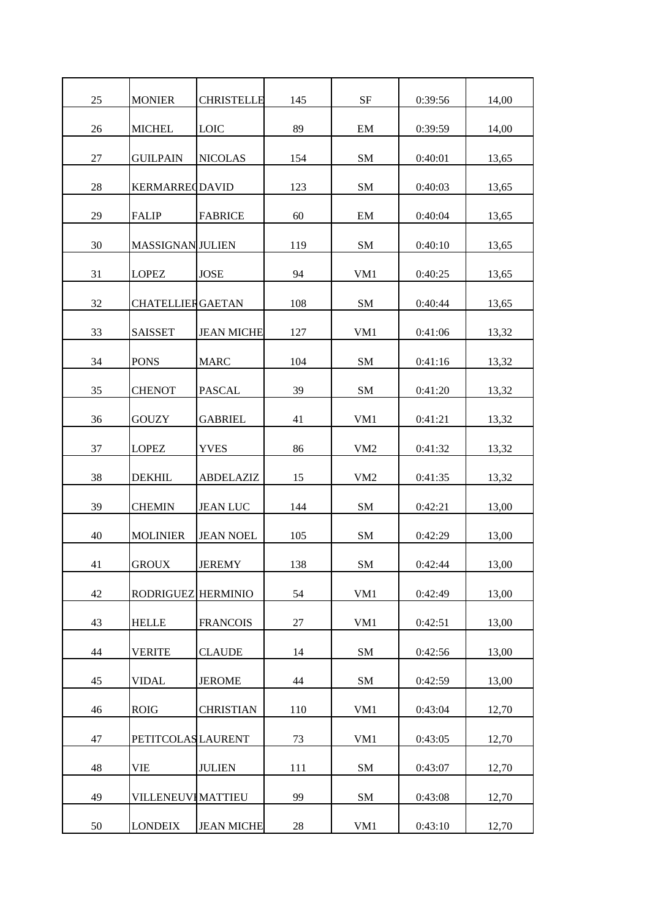| | | | | | | |
|---|---|---|---|---|---|---|
| 25 | MONIER | CHRISTELLE | 145 | SF | 0:39:56 | 14,00 |
| 26 | MICHEL | LOIC | 89 | EM | 0:39:59 | 14,00 |
| 27 | GUILPAIN | NICOLAS | 154 | SM | 0:40:01 | 13,65 |
| 28 | KERMARREC | DAVID | 123 | SM | 0:40:03 | 13,65 |
| 29 | FALIP | FABRICE | 60 | EM | 0:40:04 | 13,65 |
| 30 | MASSIGNAN | JULIEN | 119 | SM | 0:40:10 | 13,65 |
| 31 | LOPEZ | JOSE | 94 | VM1 | 0:40:25 | 13,65 |
| 32 | CHATELLIER | GAETAN | 108 | SM | 0:40:44 | 13,65 |
| 33 | SAISSET | JEAN MICHE | 127 | VM1 | 0:41:06 | 13,32 |
| 34 | PONS | MARC | 104 | SM | 0:41:16 | 13,32 |
| 35 | CHENOT | PASCAL | 39 | SM | 0:41:20 | 13,32 |
| 36 | GOUZY | GABRIEL | 41 | VM1 | 0:41:21 | 13,32 |
| 37 | LOPEZ | YVES | 86 | VM2 | 0:41:32 | 13,32 |
| 38 | DEKHIL | ABDELAZIZ | 15 | VM2 | 0:41:35 | 13,32 |
| 39 | CHEMIN | JEAN LUC | 144 | SM | 0:42:21 | 13,00 |
| 40 | MOLINIER | JEAN NOEL | 105 | SM | 0:42:29 | 13,00 |
| 41 | GROUX | JEREMY | 138 | SM | 0:42:44 | 13,00 |
| 42 | RODRIGUEZ | HERMINIO | 54 | VM1 | 0:42:49 | 13,00 |
| 43 | HELLE | FRANCOIS | 27 | VM1 | 0:42:51 | 13,00 |
| 44 | VERITE | CLAUDE | 14 | SM | 0:42:56 | 13,00 |
| 45 | VIDAL | JEROME | 44 | SM | 0:42:59 | 13,00 |
| 46 | ROIG | CHRISTIAN | 110 | VM1 | 0:43:04 | 12,70 |
| 47 | PETITCOLAS | LAURENT | 73 | VM1 | 0:43:05 | 12,70 |
| 48 | VIE | JULIEN | 111 | SM | 0:43:07 | 12,70 |
| 49 | VILLENEUVE | MATTIEU | 99 | SM | 0:43:08 | 12,70 |
| 50 | LONDEIX | JEAN MICHE | 28 | VM1 | 0:43:10 | 12,70 |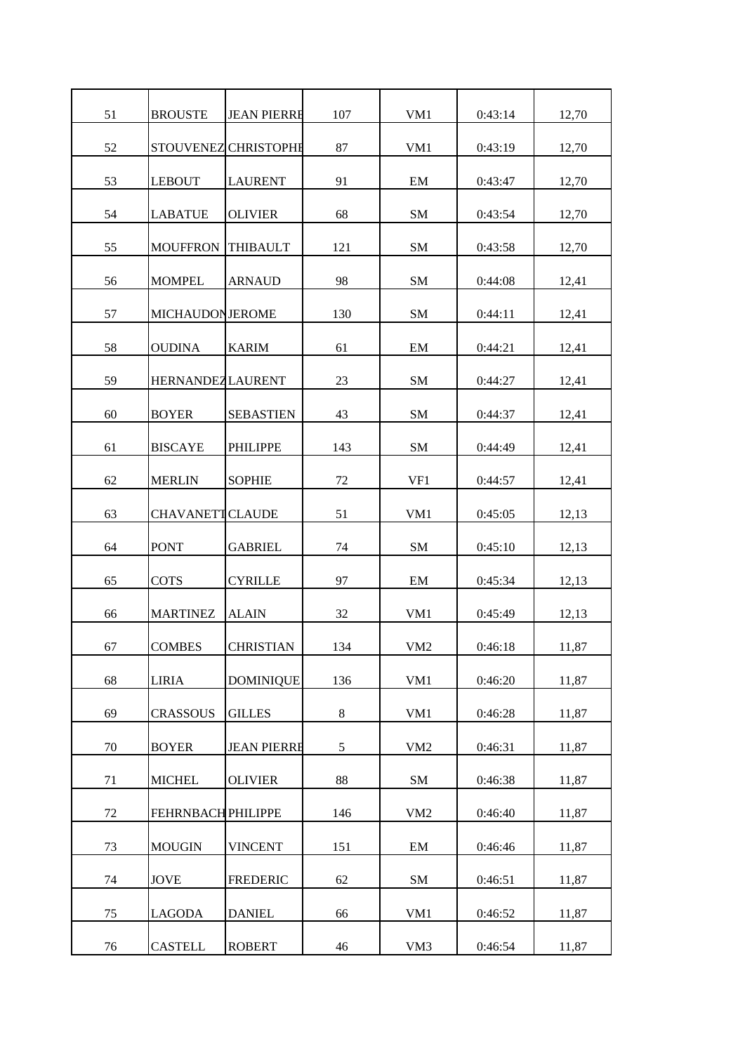| | | | | | | |
|---|---|---|---|---|---|---|
| 51 | BROUSTE | JEAN PIERRE | 107 | VM1 | 0:43:14 | 12,70 |
| 52 | STOUVENEZ | CHRISTOPHE | 87 | VM1 | 0:43:19 | 12,70 |
| 53 | LEBOUT | LAURENT | 91 | EM | 0:43:47 | 12,70 |
| 54 | LABATUE | OLIVIER | 68 | SM | 0:43:54 | 12,70 |
| 55 | MOUFFRON | THIBAULT | 121 | SM | 0:43:58 | 12,70 |
| 56 | MOMPEL | ARNAUD | 98 | SM | 0:44:08 | 12,41 |
| 57 | MICHAUDON | JEROME | 130 | SM | 0:44:11 | 12,41 |
| 58 | OUDINA | KARIM | 61 | EM | 0:44:21 | 12,41 |
| 59 | HERNANDEZ | LAURENT | 23 | SM | 0:44:27 | 12,41 |
| 60 | BOYER | SEBASTIEN | 43 | SM | 0:44:37 | 12,41 |
| 61 | BISCAYE | PHILIPPE | 143 | SM | 0:44:49 | 12,41 |
| 62 | MERLIN | SOPHIE | 72 | VF1 | 0:44:57 | 12,41 |
| 63 | CHAVANETTI | CLAUDE | 51 | VM1 | 0:45:05 | 12,13 |
| 64 | PONT | GABRIEL | 74 | SM | 0:45:10 | 12,13 |
| 65 | COTS | CYRILLE | 97 | EM | 0:45:34 | 12,13 |
| 66 | MARTINEZ | ALAIN | 32 | VM1 | 0:45:49 | 12,13 |
| 67 | COMBES | CHRISTIAN | 134 | VM2 | 0:46:18 | 11,87 |
| 68 | LIRIA | DOMINIQUE | 136 | VM1 | 0:46:20 | 11,87 |
| 69 | CRASSOUS | GILLES | 8 | VM1 | 0:46:28 | 11,87 |
| 70 | BOYER | JEAN PIERRE | 5 | VM2 | 0:46:31 | 11,87 |
| 71 | MICHEL | OLIVIER | 88 | SM | 0:46:38 | 11,87 |
| 72 | FEHRNBACH | PHILIPPE | 146 | VM2 | 0:46:40 | 11,87 |
| 73 | MOUGIN | VINCENT | 151 | EM | 0:46:46 | 11,87 |
| 74 | JOVE | FREDERIC | 62 | SM | 0:46:51 | 11,87 |
| 75 | LAGODA | DANIEL | 66 | VM1 | 0:46:52 | 11,87 |
| 76 | CASTELL | ROBERT | 46 | VM3 | 0:46:54 | 11,87 |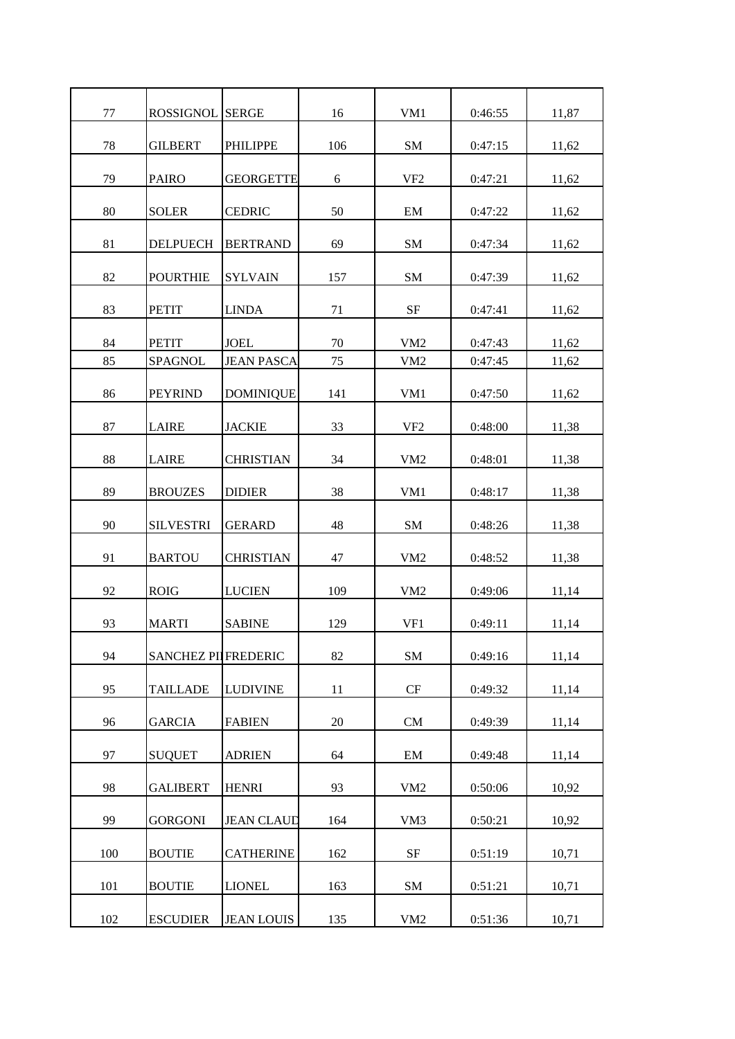| | | | | | | |
|---|---|---|---|---|---|---|
| 77 | ROSSIGNOL | SERGE | 16 | VM1 | 0:46:55 | 11,87 |
| 78 | GILBERT | PHILIPPE | 106 | SM | 0:47:15 | 11,62 |
| 79 | PAIRO | GEORGETTE | 6 | VF2 | 0:47:21 | 11,62 |
| 80 | SOLER | CEDRIC | 50 | EM | 0:47:22 | 11,62 |
| 81 | DELPUECH | BERTRAND | 69 | SM | 0:47:34 | 11,62 |
| 82 | POURTHIE | SYLVAIN | 157 | SM | 0:47:39 | 11,62 |
| 83 | PETIT | LINDA | 71 | SF | 0:47:41 | 11,62 |
| 84 | PETIT | JOEL | 70 | VM2 | 0:47:43 | 11,62 |
| 85 | SPAGNOL | JEAN PASCA | 75 | VM2 | 0:47:45 | 11,62 |
| 86 | PEYRIND | DOMINIQUE | 141 | VM1 | 0:47:50 | 11,62 |
| 87 | LAIRE | JACKIE | 33 | VF2 | 0:48:00 | 11,38 |
| 88 | LAIRE | CHRISTIAN | 34 | VM2 | 0:48:01 | 11,38 |
| 89 | BROUZES | DIDIER | 38 | VM1 | 0:48:17 | 11,38 |
| 90 | SILVESTRI | GERARD | 48 | SM | 0:48:26 | 11,38 |
| 91 | BARTOU | CHRISTIAN | 47 | VM2 | 0:48:52 | 11,38 |
| 92 | ROIG | LUCIEN | 109 | VM2 | 0:49:06 | 11,14 |
| 93 | MARTI | SABINE | 129 | VF1 | 0:49:11 | 11,14 |
| 94 | SANCHEZ PI | FREDERIC | 82 | SM | 0:49:16 | 11,14 |
| 95 | TAILLADE | LUDIVINE | 11 | CF | 0:49:32 | 11,14 |
| 96 | GARCIA | FABIEN | 20 | CM | 0:49:39 | 11,14 |
| 97 | SUQUET | ADRIEN | 64 | EM | 0:49:48 | 11,14 |
| 98 | GALIBERT | HENRI | 93 | VM2 | 0:50:06 | 10,92 |
| 99 | GORGONI | JEAN CLAUD | 164 | VM3 | 0:50:21 | 10,92 |
| 100 | BOUTIE | CATHERINE | 162 | SF | 0:51:19 | 10,71 |
| 101 | BOUTIE | LIONEL | 163 | SM | 0:51:21 | 10,71 |
| 102 | ESCUDIER | JEAN LOUIS | 135 | VM2 | 0:51:36 | 10,71 |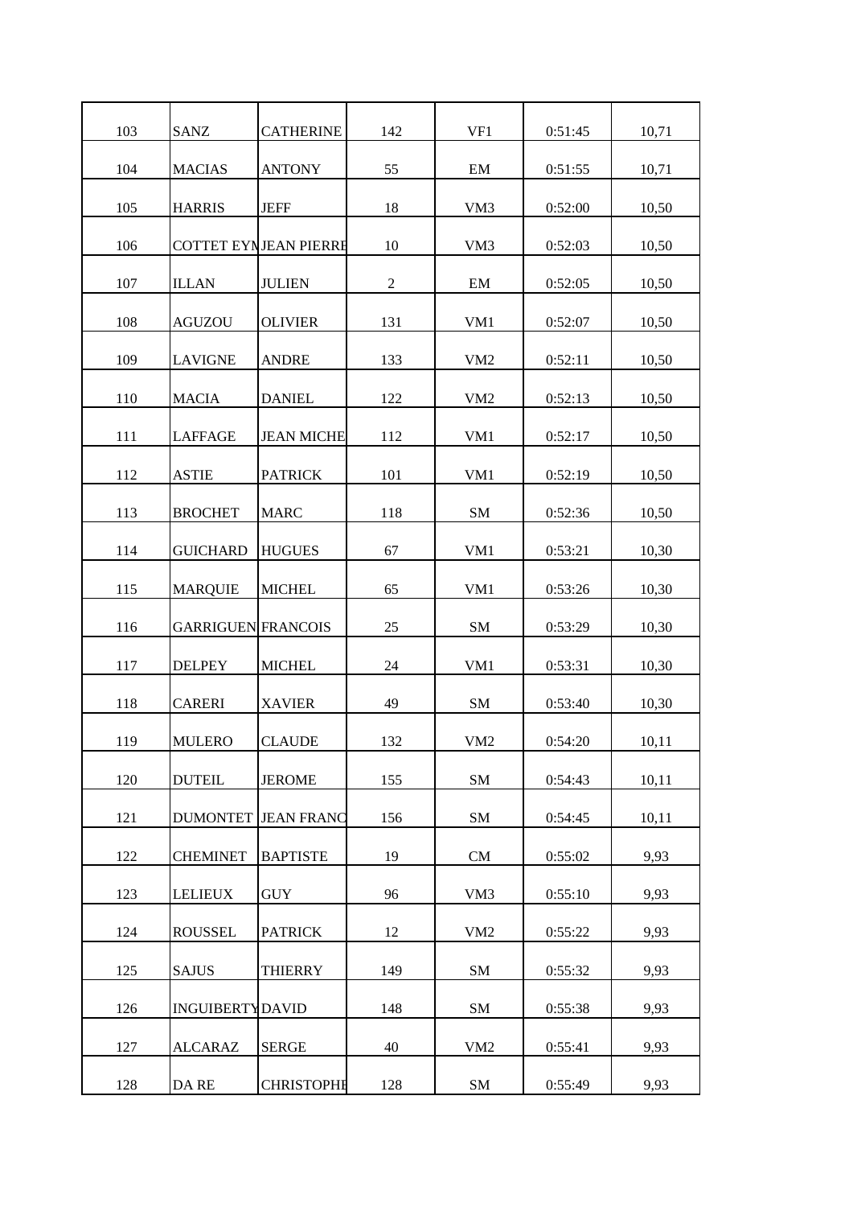| | | | | | | |
|---|---|---|---|---|---|---|
| 103 | SANZ | CATHERINE | 142 | VF1 | 0:51:45 | 10,71 |
| 104 | MACIAS | ANTONY | 55 | EM | 0:51:55 | 10,71 |
| 105 | HARRIS | JEFF | 18 | VM3 | 0:52:00 | 10,50 |
| 106 | COTTET EYN | JEAN PIERRE | 10 | VM3 | 0:52:03 | 10,50 |
| 107 | ILLAN | JULIEN | 2 | EM | 0:52:05 | 10,50 |
| 108 | AGUZOU | OLIVIER | 131 | VM1 | 0:52:07 | 10,50 |
| 109 | LAVIGNE | ANDRE | 133 | VM2 | 0:52:11 | 10,50 |
| 110 | MACIA | DANIEL | 122 | VM2 | 0:52:13 | 10,50 |
| 111 | LAFFAGE | JEAN MICHE | 112 | VM1 | 0:52:17 | 10,50 |
| 112 | ASTIE | PATRICK | 101 | VM1 | 0:52:19 | 10,50 |
| 113 | BROCHET | MARC | 118 | SM | 0:52:36 | 10,50 |
| 114 | GUICHARD | HUGUES | 67 | VM1 | 0:53:21 | 10,30 |
| 115 | MARQUIE | MICHEL | 65 | VM1 | 0:53:26 | 10,30 |
| 116 | GARRIGUEN | FRANCOIS | 25 | SM | 0:53:29 | 10,30 |
| 117 | DELPEY | MICHEL | 24 | VM1 | 0:53:31 | 10,30 |
| 118 | CARERI | XAVIER | 49 | SM | 0:53:40 | 10,30 |
| 119 | MULERO | CLAUDE | 132 | VM2 | 0:54:20 | 10,11 |
| 120 | DUTEIL | JEROME | 155 | SM | 0:54:43 | 10,11 |
| 121 | DUMONTET | JEAN FRANC | 156 | SM | 0:54:45 | 10,11 |
| 122 | CHEMINET | BAPTISTE | 19 | CM | 0:55:02 | 9,93 |
| 123 | LELIEUX | GUY | 96 | VM3 | 0:55:10 | 9,93 |
| 124 | ROUSSEL | PATRICK | 12 | VM2 | 0:55:22 | 9,93 |
| 125 | SAJUS | THIERRY | 149 | SM | 0:55:32 | 9,93 |
| 126 | INGUIBERTY | DAVID | 148 | SM | 0:55:38 | 9,93 |
| 127 | ALCARAZ | SERGE | 40 | VM2 | 0:55:41 | 9,93 |
| 128 | DA RE | CHRISTOPHE | 128 | SM | 0:55:49 | 9,93 |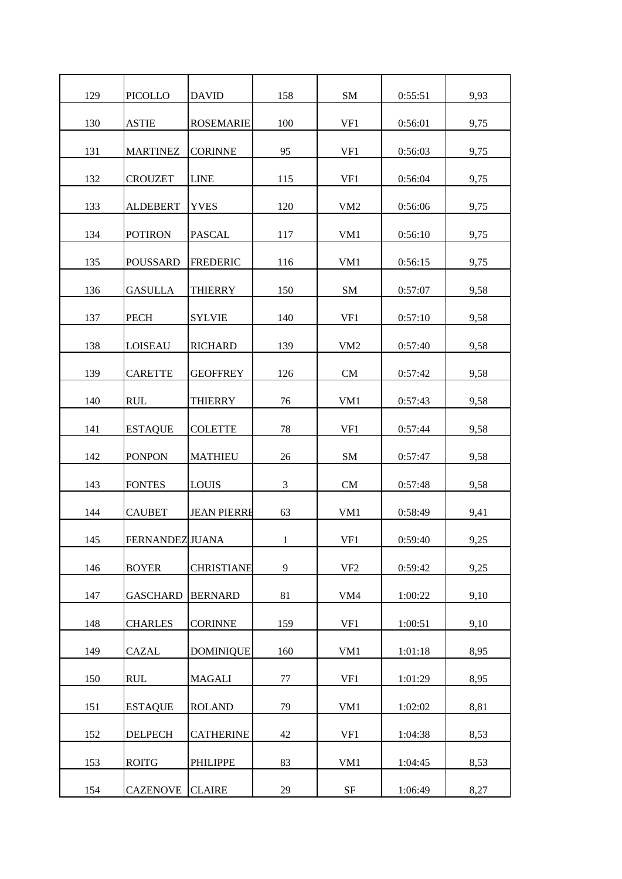| 129 | PICOLLO | DAVID | 158 | SM | 0:55:51 | 9,93 |
|---|---|---|---|---|---|---|
| 130 | ASTIE | ROSEMARIE | 100 | VF1 | 0:56:01 | 9,75 |
| 131 | MARTINEZ | CORINNE | 95 | VF1 | 0:56:03 | 9,75 |
| 132 | CROUZET | LINE | 115 | VF1 | 0:56:04 | 9,75 |
| 133 | ALDEBERT | YVES | 120 | VM2 | 0:56:06 | 9,75 |
| 134 | POTIRON | PASCAL | 117 | VM1 | 0:56:10 | 9,75 |
| 135 | POUSSARD | FREDERIC | 116 | VM1 | 0:56:15 | 9,75 |
| 136 | GASULLA | THIERRY | 150 | SM | 0:57:07 | 9,58 |
| 137 | PECH | SYLVIE | 140 | VF1 | 0:57:10 | 9,58 |
| 138 | LOISEAU | RICHARD | 139 | VM2 | 0:57:40 | 9,58 |
| 139 | CARETTE | GEOFFREY | 126 | CM | 0:57:42 | 9,58 |
| 140 | RUL | THIERRY | 76 | VM1 | 0:57:43 | 9,58 |
| 141 | ESTAQUE | COLETTE | 78 | VF1 | 0:57:44 | 9,58 |
| 142 | PONPON | MATHIEU | 26 | SM | 0:57:47 | 9,58 |
| 143 | FONTES | LOUIS | 3 | CM | 0:57:48 | 9,58 |
| 144 | CAUBET | JEAN PIERRE | 63 | VM1 | 0:58:49 | 9,41 |
| 145 | FERNANDEZ | JUANA | 1 | VF1 | 0:59:40 | 9,25 |
| 146 | BOYER | CHRISTIANE | 9 | VF2 | 0:59:42 | 9,25 |
| 147 | GASCHARD | BERNARD | 81 | VM4 | 1:00:22 | 9,10 |
| 148 | CHARLES | CORINNE | 159 | VF1 | 1:00:51 | 9,10 |
| 149 | CAZAL | DOMINIQUE | 160 | VM1 | 1:01:18 | 8,95 |
| 150 | RUL | MAGALI | 77 | VF1 | 1:01:29 | 8,95 |
| 151 | ESTAQUE | ROLAND | 79 | VM1 | 1:02:02 | 8,81 |
| 152 | DELPECH | CATHERINE | 42 | VF1 | 1:04:38 | 8,53 |
| 153 | ROITG | PHILIPPE | 83 | VM1 | 1:04:45 | 8,53 |
| 154 | CAZENOVE | CLAIRE | 29 | SF | 1:06:49 | 8,27 |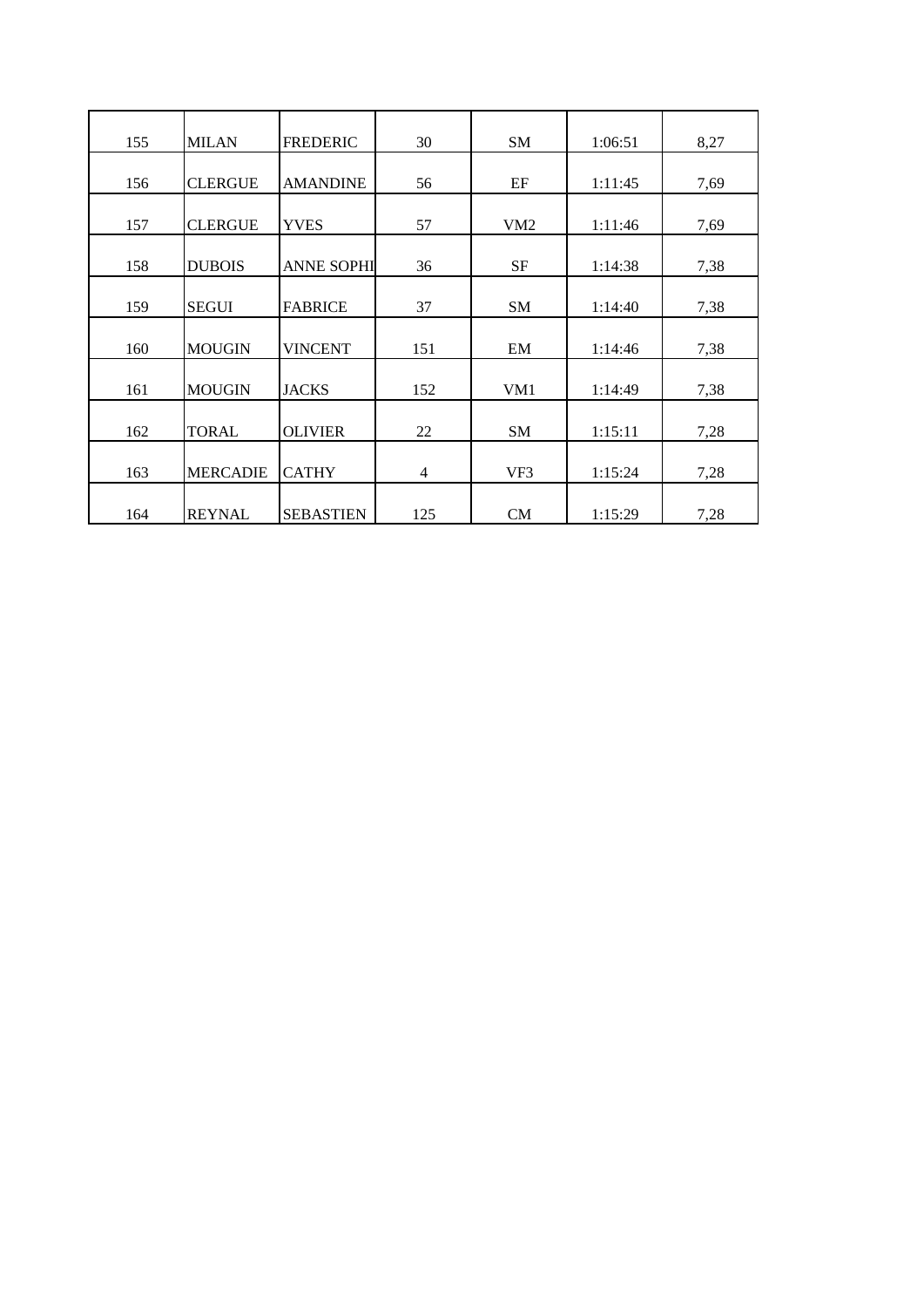| | | | | | | |
|---|---|---|---|---|---|---|
| 155 | MILAN | FREDERIC | 30 | SM | 1:06:51 | 8,27 |
| 156 | CLERGUE | AMANDINE | 56 | EF | 1:11:45 | 7,69 |
| 157 | CLERGUE | YVES | 57 | VM2 | 1:11:46 | 7,69 |
| 158 | DUBOIS | ANNE SOPHI | 36 | SF | 1:14:38 | 7,38 |
| 159 | SEGUI | FABRICE | 37 | SM | 1:14:40 | 7,38 |
| 160 | MOUGIN | VINCENT | 151 | EM | 1:14:46 | 7,38 |
| 161 | MOUGIN | JACKS | 152 | VM1 | 1:14:49 | 7,38 |
| 162 | TORAL | OLIVIER | 22 | SM | 1:15:11 | 7,28 |
| 163 | MERCADIE | CATHY | 4 | VF3 | 1:15:24 | 7,28 |
| 164 | REYNAL | SEBASTIEN | 125 | CM | 1:15:29 | 7,28 |